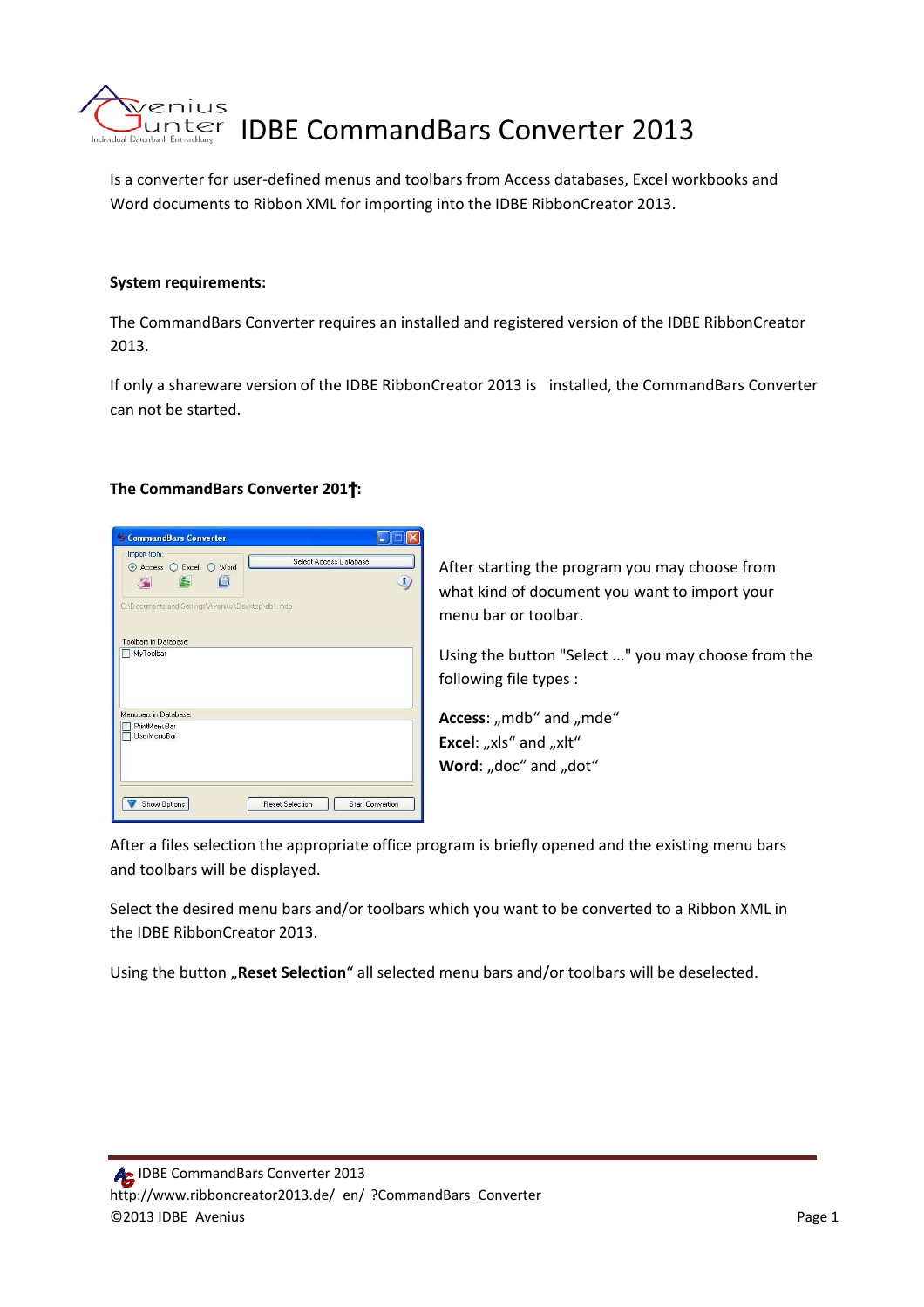# IDBE CommandBars Converter 2013

Is a converter for user-defined menus and toolbars from Access databases, Excel workbooks and Word documents to Ribbon XML for importing into the IDBE RibbonCreator 2013.

**System requirements:**

The CommandBars Converter requires an installed and registered version of the IDBE RibbonCreator 2013.

If only a shareware version of the IDBE RibbonCreator 2013 is installed, the CommandBars Converter can not be started.

**The CommandBars Converter 201†:**

After starting the program you may choose from what kind of document you want to import your menu bar or toolbar.

Using the button "Select ..." you may choose from the following file types :

**Access**: „mdb“ and „mde“
**Excel**: „xls“ and „xlt“
**Word**: „doc“ and „dot“

After a files selection the appropriate office program is briefly opened and the existing menu bars and toolbars will be displayed.

Select the desired menu bars and/or toolbars which you want to be converted to a Ribbon XML in the IDBE RibbonCreator 2013.

Using the button „**Reset Selection**“ all selected menu bars and/or toolbars will be deselected.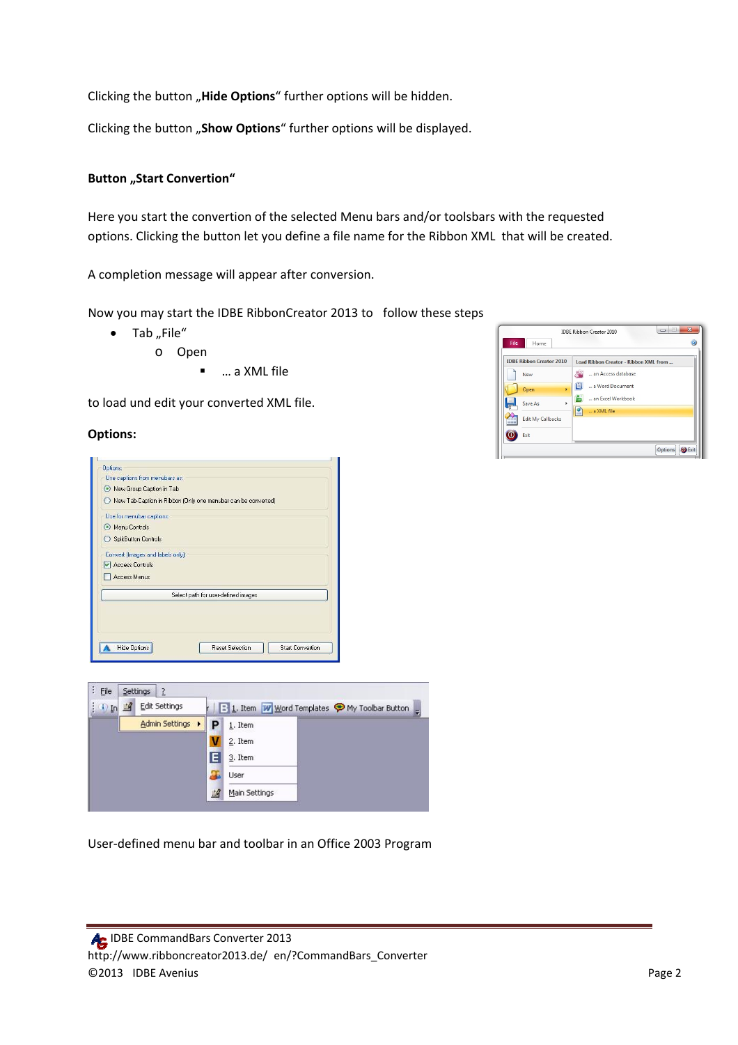Clicking the button „**Hide Options**“ further options will be hidden.

Clicking the button „**Show Options**“ further options will be displayed.

**Button „Start Convertion“**

Here you start the convertion of the selected Menu bars and/or toolsbars with the requested options. Clicking the button let you define a file name for the Ribbon XML that will be created.

A completion message will appear after conversion.

Now you may start the IDBE RibbonCreator 2013 to follow these steps

- Tab „File“
  - Open
    - … a XML file

to load und edit your converted XML file.

**Options:**

User-defined menu bar and toolbar in an Office 2003 Program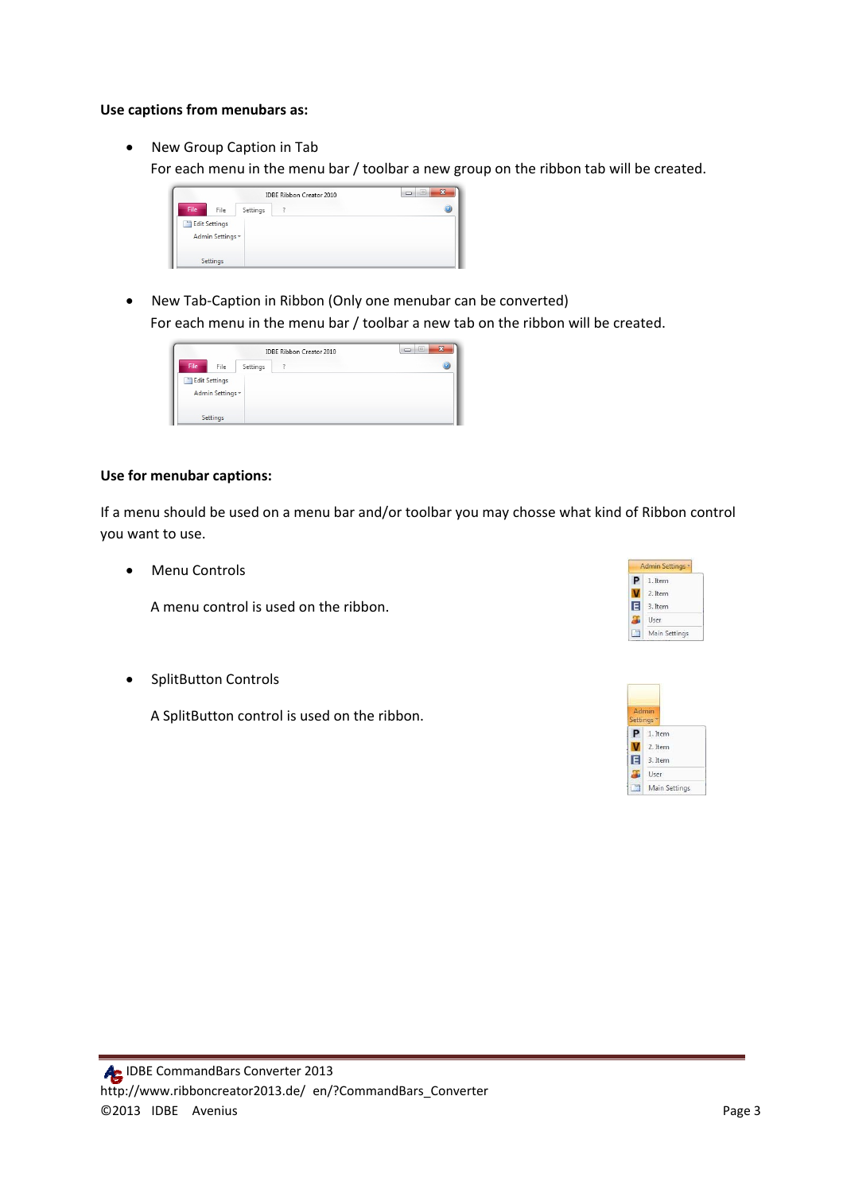**Use captions from menubars as:**

- New Group Caption in Tab
  For each menu in the menu bar / toolbar a new group on the ribbon tab will be created.

- New Tab-Caption in Ribbon (Only one menubar can be converted)
  For each menu in the menu bar / toolbar a new tab on the ribbon will be created.

**Use for menubar captions:**

If a menu should be used on a menu bar and/or toolbar you may chosse what kind of Ribbon control you want to use.

- Menu Controls

  A menu control is used on the ribbon.

- SplitButton Controls

  A SplitButton control is used on the ribbon.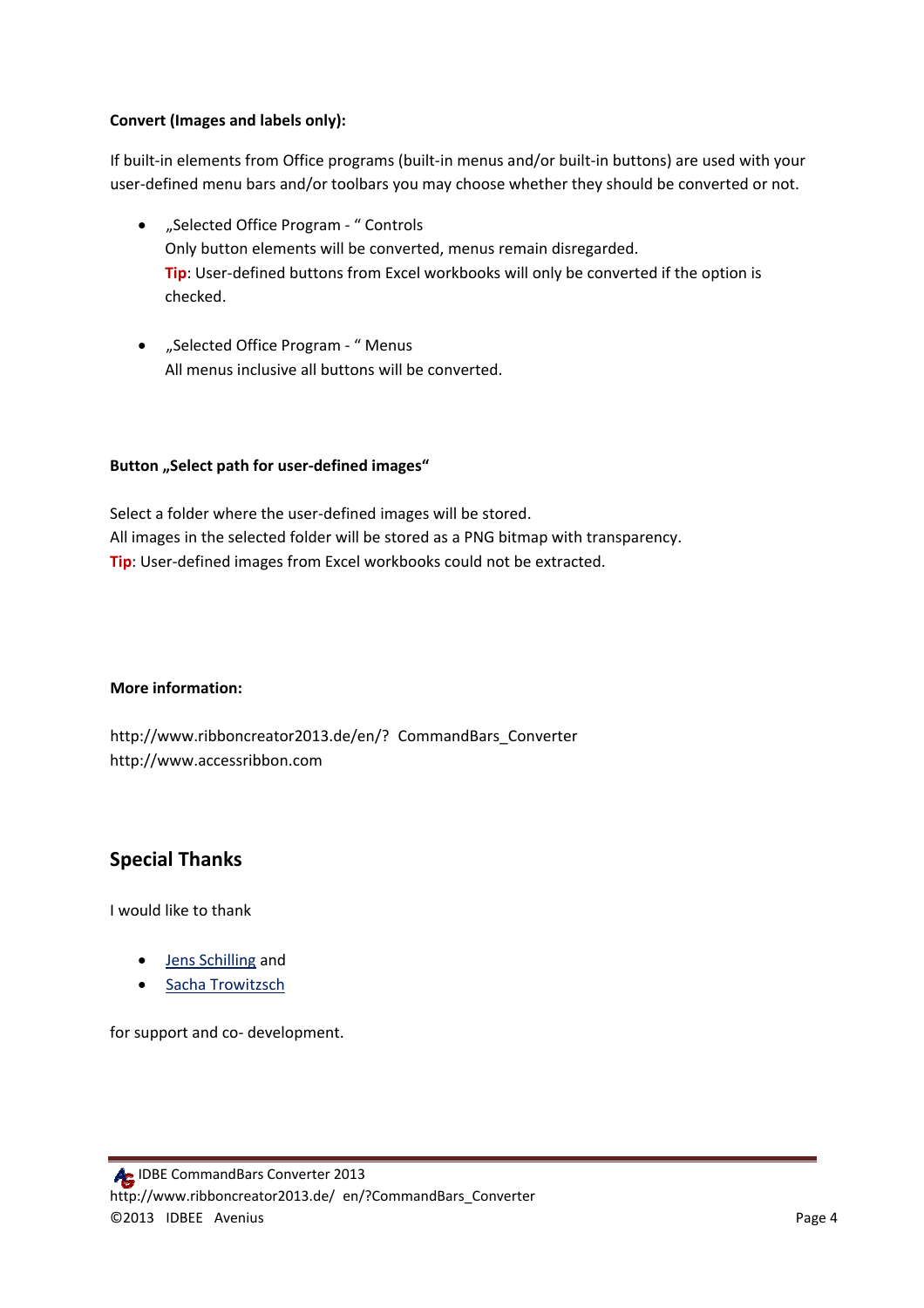**Convert (Images and labels only):**

If built-in elements from Office programs (built-in menus and/or built-in buttons) are used with your user-defined menu bars and/or toolbars you may choose whether they should be converted or not.

- „Selected Office Program - " Controls
  Only button elements will be converted, menus remain disregarded.
  **Tip**: User-defined buttons from Excel workbooks will only be converted if the option is checked.

- „Selected Office Program - " Menus
  All menus inclusive all buttons will be converted.

**Button „Select path for user-defined images"**

Select a folder where the user-defined images will be stored.
All images in the selected folder will be stored as a PNG bitmap with transparency.
**Tip**: User-defined images from Excel workbooks could not be extracted.

**More information:**

http://www.ribboncreator2013.de/en/? CommandBars_Converter
http://www.accessribbon.com

## Special Thanks

I would like to thank

- Jens Schilling and
- Sacha Trowitzsch

for support and co- development.